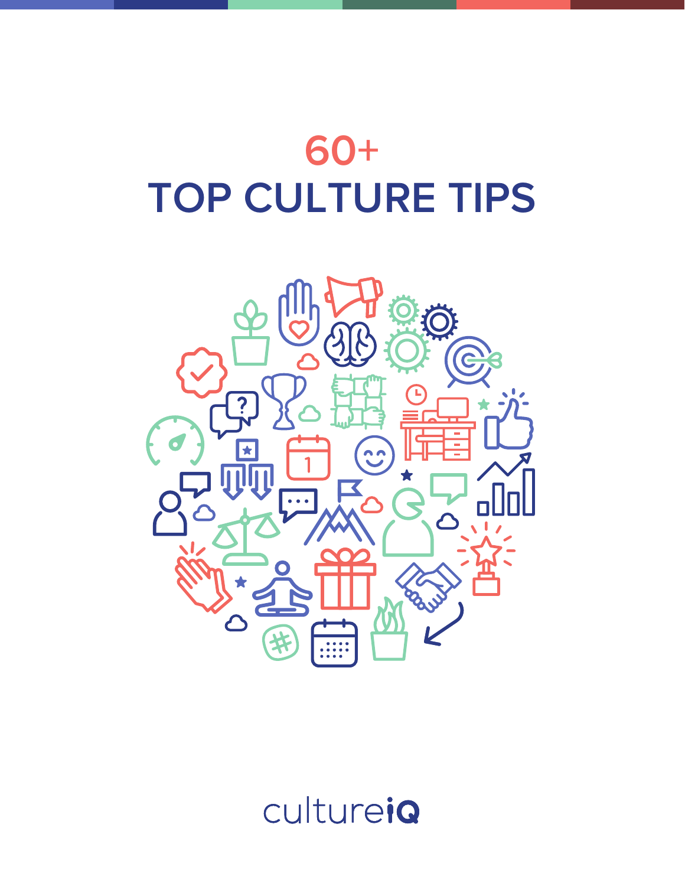# 60+
# TOP CULTURE TIPS

cultureiQ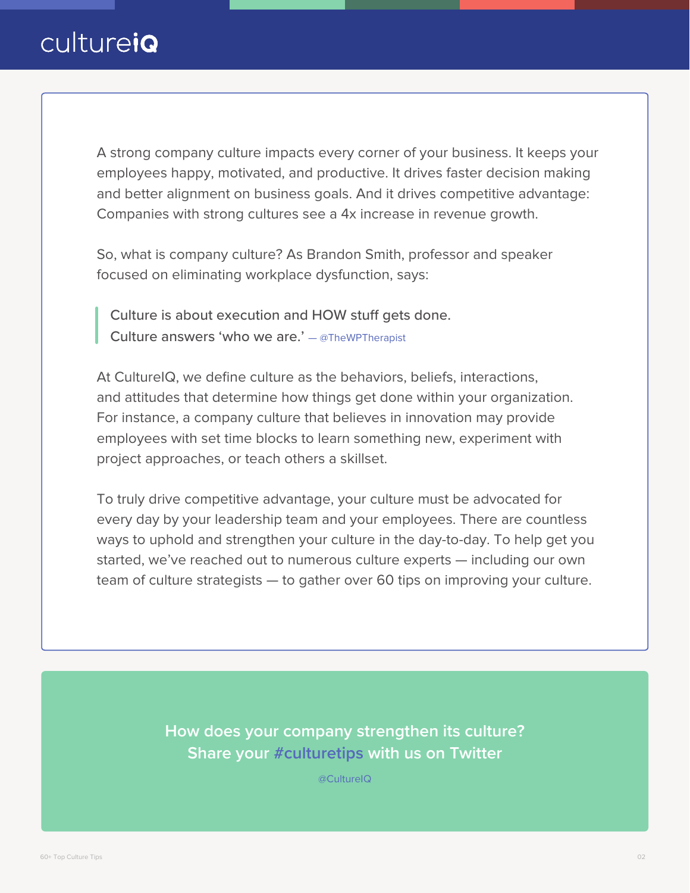A strong company culture impacts every corner of your business. It keeps your employees happy, motivated, and productive. It drives faster decision making and better alignment on business goals. And it drives competitive advantage: Companies with strong cultures see a 4x increase in revenue growth.

So, what is company culture? As Brandon Smith, professor and speaker focused on eliminating workplace dysfunction, says:

> Culture is about execution and HOW stuff gets done.
> Culture answers 'who we are.' — @TheWPTherapist

At CultureIQ, we define culture as the behaviors, beliefs, interactions, and attitudes that determine how things get done within your organization. For instance, a company culture that believes in innovation may provide employees with set time blocks to learn something new, experiment with project approaches, or teach others a skillset.

To truly drive competitive advantage, your culture must be advocated for every day by your leadership team and your employees. There are countless ways to uphold and strengthen your culture in the day-to-day. To help get you started, we've reached out to numerous culture experts — including our own team of culture strategists — to gather over 60 tips on improving your culture.

**How does your company strengthen its culture?**
**Share your #culturetips with us on Twitter**

@CultureIQ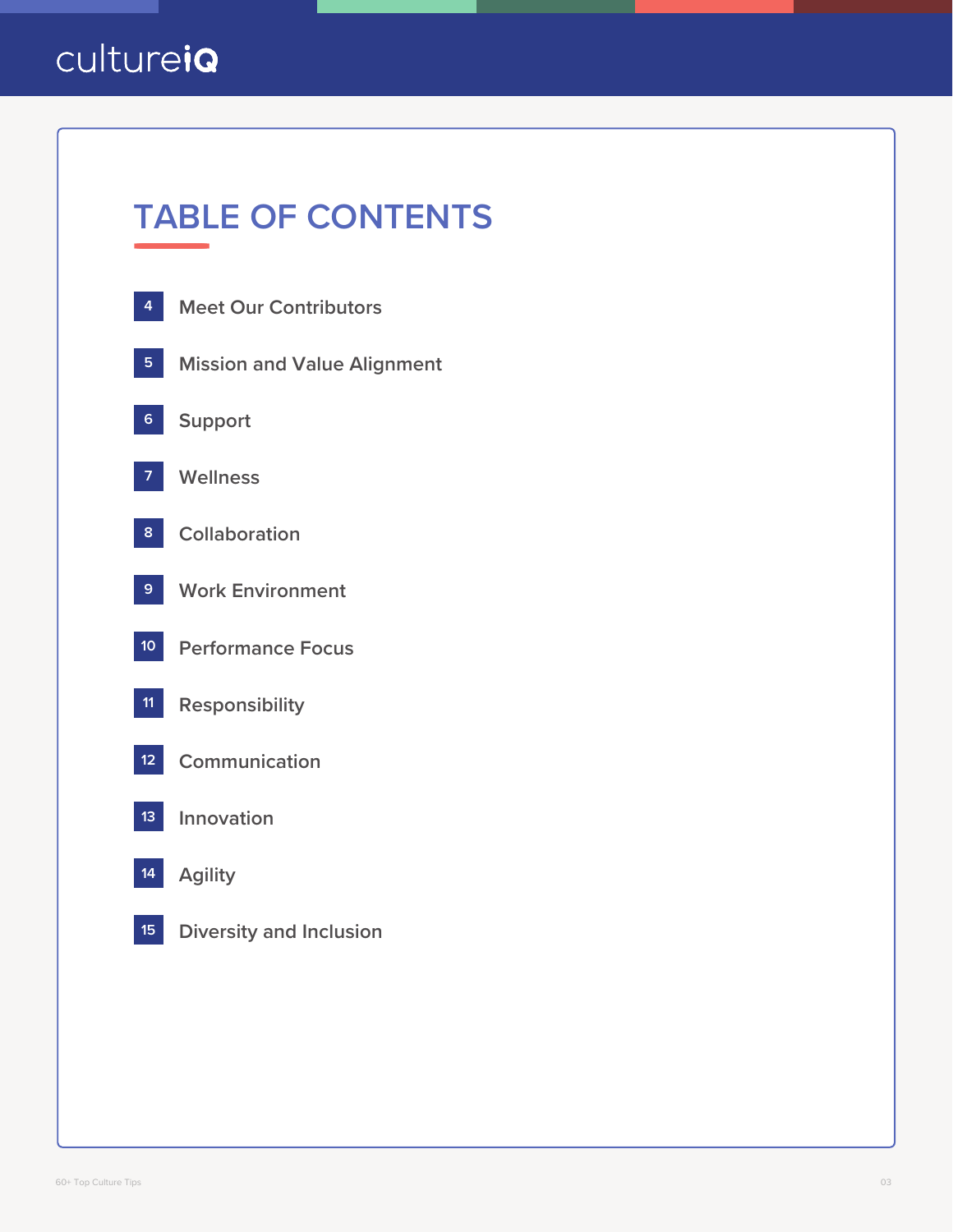cultureiQ

# TABLE OF CONTENTS

- 4 Meet Our Contributors
- 5 Mission and Value Alignment
- 6 Support
- 7 Wellness
- 8 Collaboration
- 9 Work Environment
- 10 Performance Focus
- 11 Responsibility
- 12 Communication
- 13 Innovation
- 14 Agility
- 15 Diversity and Inclusion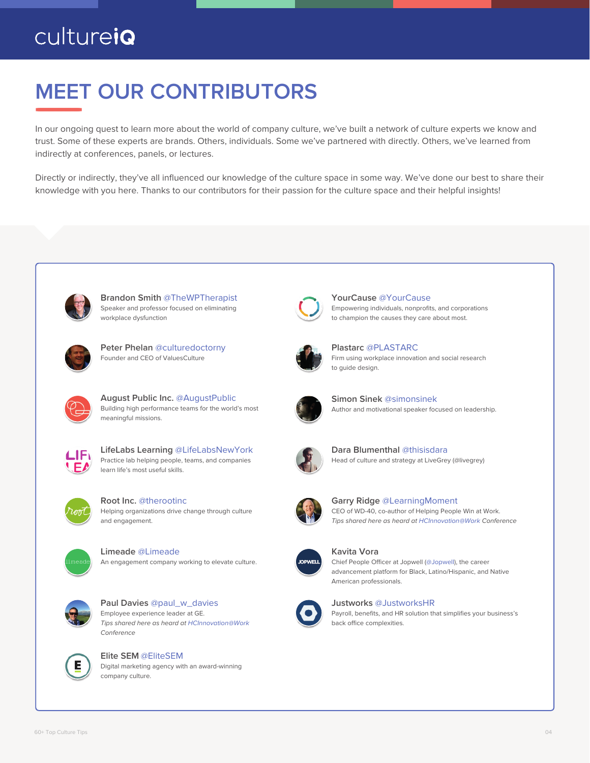# MEET OUR CONTRIBUTORS

In our ongoing quest to learn more about the world of company culture, we've built a network of culture experts we know and trust. Some of these experts are brands. Others, individuals. Some we've partnered with directly. Others, we've learned from indirectly at conferences, panels, or lectures.

Directly or indirectly, they've all influenced our knowledge of the culture space in some way. We've done our best to share their knowledge with you here. Thanks to our contributors for their passion for the culture space and their helpful insights!

**Brandon Smith** @TheWPTherapist
Speaker and professor focused on eliminating workplace dysfunction

**Peter Phelan** @culturedoctorny
Founder and CEO of ValuesCulture

**August Public Inc.** @AugustPublic
Building high performance teams for the world's most meaningful missions.

**LifeLabs Learning** @LifeLabsNewYork
Practice lab helping people, teams, and companies learn life's most useful skills.

**Root Inc.** @therootinc
Helping organizations drive change through culture and engagement.

**Limeade** @Limeade
An engagement company working to elevate culture.

**Paul Davies** @paul_w_davies
Employee experience leader at GE.
*Tips shared here as heard at HCInnovation@Work Conference*

**Elite SEM** @EliteSEM
Digital marketing agency with an award-winning company culture.

**YourCause** @YourCause
Empowering individuals, nonprofits, and corporations to champion the causes they care about most.

**Plastarc** @PLASTARC
Firm using workplace innovation and social research to guide design.

**Simon Sinek** @simonsinek
Author and motivational speaker focused on leadership.

**Dara Blumenthal** @thisisdara
Head of culture and strategy at LiveGrey (@livegrey)

**Garry Ridge** @LearningMoment
CEO of WD-40, co-author of Helping People Win at Work.
*Tips shared here as heard at HCInnovation@Work Conference*

**Kavita Vora**
Chief People Officer at Jopwell (@Jopwell), the career advancement platform for Black, Latino/Hispanic, and Native American professionals.

**Justworks** @JustworksHR
Payroll, benefits, and HR solution that simplifies your business's back office complexities.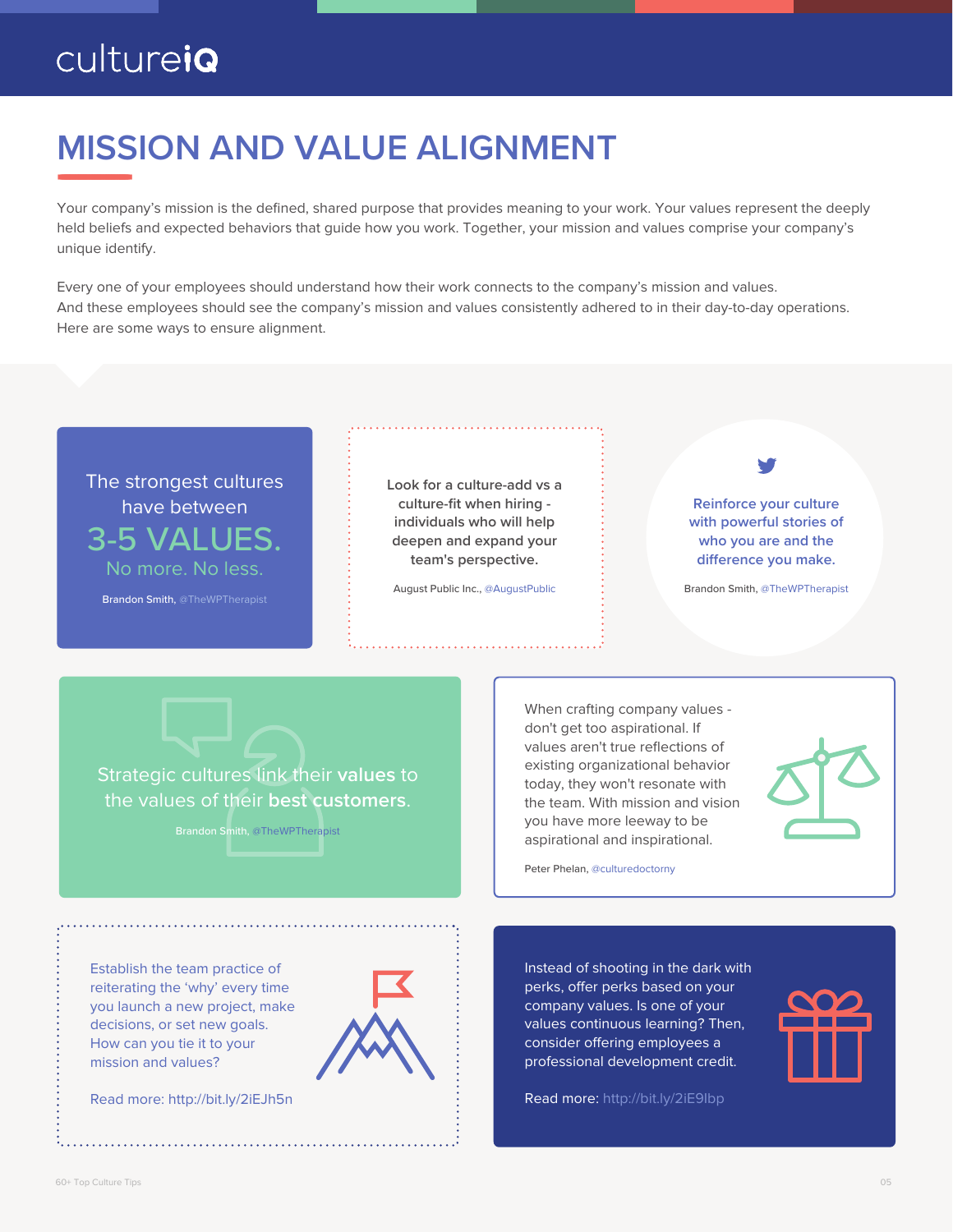# MISSION AND VALUE ALIGNMENT

Your company's mission is the defined, shared purpose that provides meaning to your work. Your values represent the deeply held beliefs and expected behaviors that guide how you work. Together, your mission and values comprise your company's unique identify.

Every one of your employees should understand how their work connects to the company's mission and values. And these employees should see the company's mission and values consistently adhered to in their day-to-day operations. Here are some ways to ensure alignment.

The strongest cultures have between **3-5 VALUES.** No more. No less.

Brandon Smith, @TheWPTherapist

**Look for a culture-add vs a culture-fit when hiring - individuals who will help deepen and expand your team's perspective.**

August Public Inc., @AugustPublic

**Reinforce your culture with powerful stories of who you are and the difference you make.**

Brandon Smith, @TheWPTherapist

Strategic cultures link their **values** to the values of their **best customers**.

Brandon Smith, @TheWPTherapist

When crafting company values - don't get too aspirational. If values aren't true reflections of existing organizational behavior today, they won't resonate with the team. With mission and vision you have more leeway to be aspirational and inspirational.

Peter Phelan, @culturedoctorny

Establish the team practice of reiterating the 'why' every time you launch a new project, make decisions, or set new goals. How can you tie it to your mission and values?

Read more: http://bit.ly/2iEJh5n

Instead of shooting in the dark with perks, offer perks based on your company values. Is one of your values continuous learning? Then, consider offering employees a professional development credit.

Read more: http://bit.ly/2iE9Ibp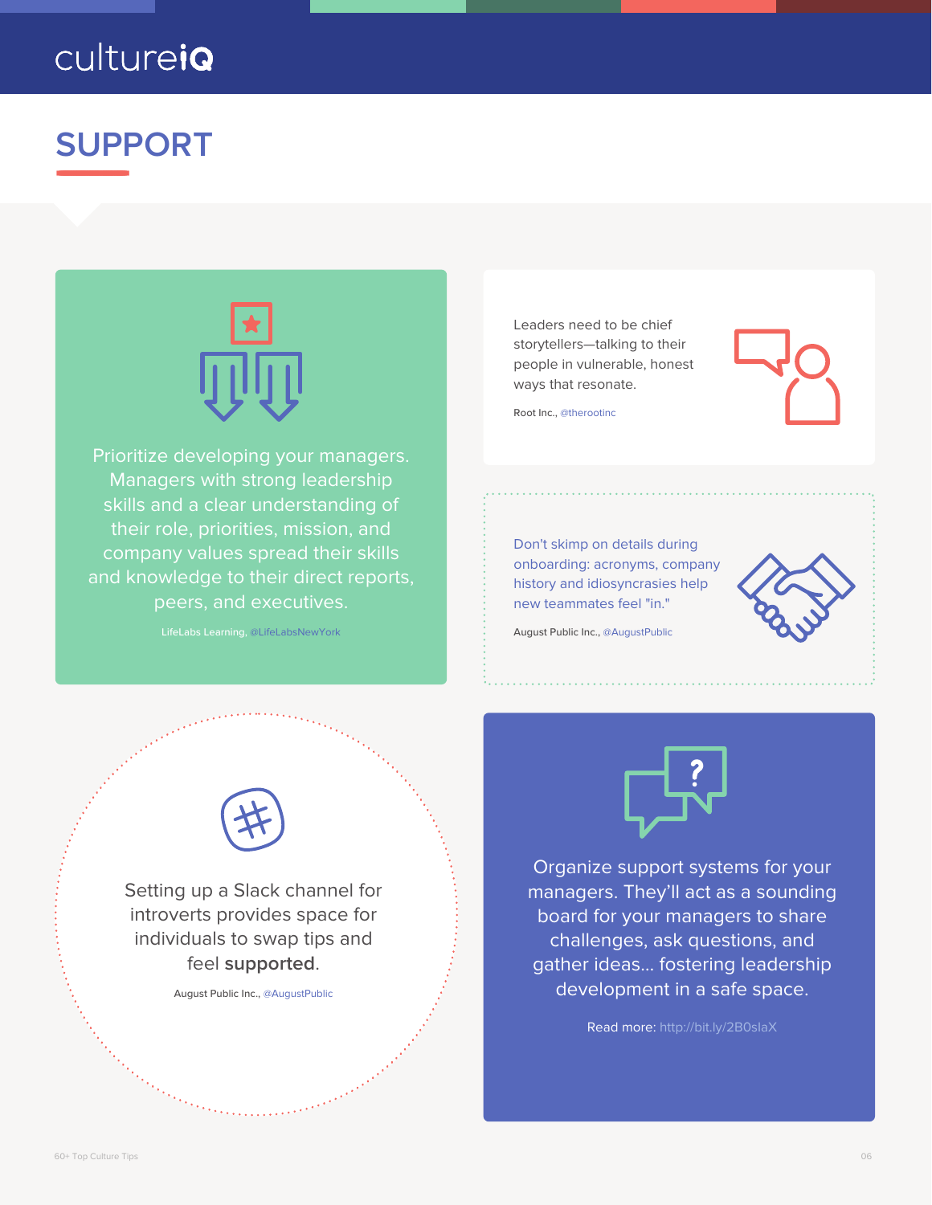# SUPPORT

Prioritize developing your managers. Managers with strong leadership skills and a clear understanding of their role, priorities, mission, and company values spread their skills and knowledge to their direct reports, peers, and executives.

LifeLabs Learning, @LifeLabsNewYork

Leaders need to be chief storytellers—talking to their people in vulnerable, honest ways that resonate.

Root Inc., @therootinc

Don't skimp on details during onboarding: acronyms, company history and idiosyncrasies help new teammates feel "in."

August Public Inc., @AugustPublic

Setting up a Slack channel for introverts provides space for individuals to swap tips and feel **supported**.

August Public Inc., @AugustPublic

Organize support systems for your managers. They'll act as a sounding board for your managers to share challenges, ask questions, and gather ideas... fostering leadership development in a safe space.

Read more: http://bit.ly/2B0slaX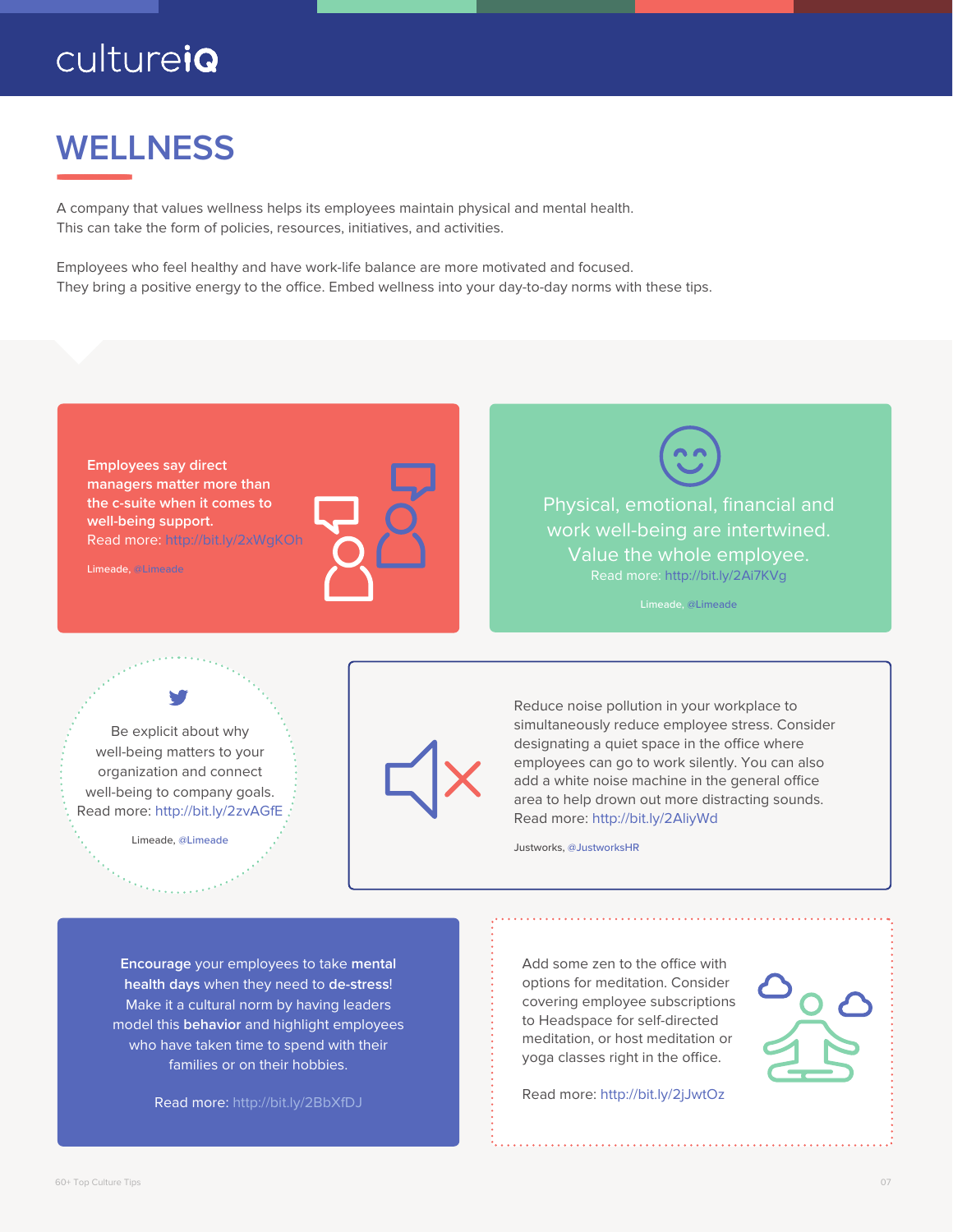# WELLNESS

A company that values wellness helps its employees maintain physical and mental health. This can take the form of policies, resources, initiatives, and activities.

Employees who feel healthy and have work-life balance are more motivated and focused. They bring a positive energy to the office. Embed wellness into your day-to-day norms with these tips.

**Employees say direct managers matter more than the c-suite when it comes to well-being support.**
Read more: http://bit.ly/2xWgKOh

Limeade, @Limeade

Physical, emotional, financial and work well-being are intertwined. Value the whole employee.
Read more: http://bit.ly/2Ai7KVg

Limeade, @Limeade

Be explicit about why well-being matters to your organization and connect well-being to company goals.
Read more: http://bit.ly/2zvAGfE

Limeade, @Limeade

Reduce noise pollution in your workplace to simultaneously reduce employee stress. Consider designating a quiet space in the office where employees can go to work silently. You can also add a white noise machine in the general office area to help drown out more distracting sounds.
Read more: http://bit.ly/2AliyWd

Justworks, @JustworksHR

**Encourage** your employees to take **mental health days** when they need to **de-stress**! Make it a cultural norm by having leaders model this **behavior** and highlight employees who have taken time to spend with their families or on their hobbies.

Read more: http://bit.ly/2BbXfDJ

Add some zen to the office with options for meditation. Consider covering employee subscriptions to Headspace for self-directed meditation, or host meditation or yoga classes right in the office.

Read more: http://bit.ly/2jJwtOz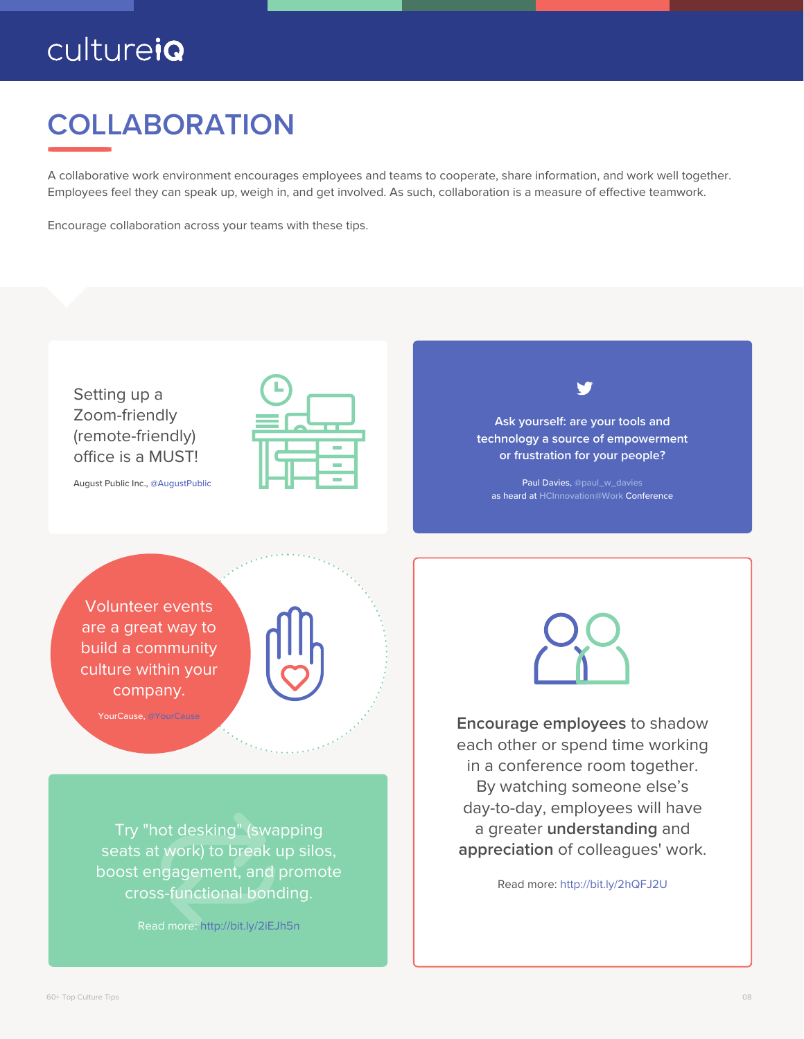# COLLABORATION

A collaborative work environment encourages employees and teams to cooperate, share information, and work well together. Employees feel they can speak up, weigh in, and get involved. As such, collaboration is a measure of effective teamwork.

Encourage collaboration across your teams with these tips.

Setting up a Zoom-friendly (remote-friendly) office is a MUST!

August Public Inc., @AugustPublic

Ask yourself: are your tools and technology a source of empowerment or frustration for your people?

Paul Davies, @paul_w_davies
as heard at HCInnovation@Work Conference

Volunteer events are a great way to build a community culture within your company.

YourCause, @YourCause

**Encourage employees** to shadow each other or spend time working in a conference room together. By watching someone else's day-to-day, employees will have a greater **understanding** and **appreciation** of colleagues' work.

Read more: http://bit.ly/2hQFJ2U

Try "hot desking" (swapping seats at work) to break up silos, boost engagement, and promote cross-functional bonding.

Read more: http://bit.ly/2iEJh5n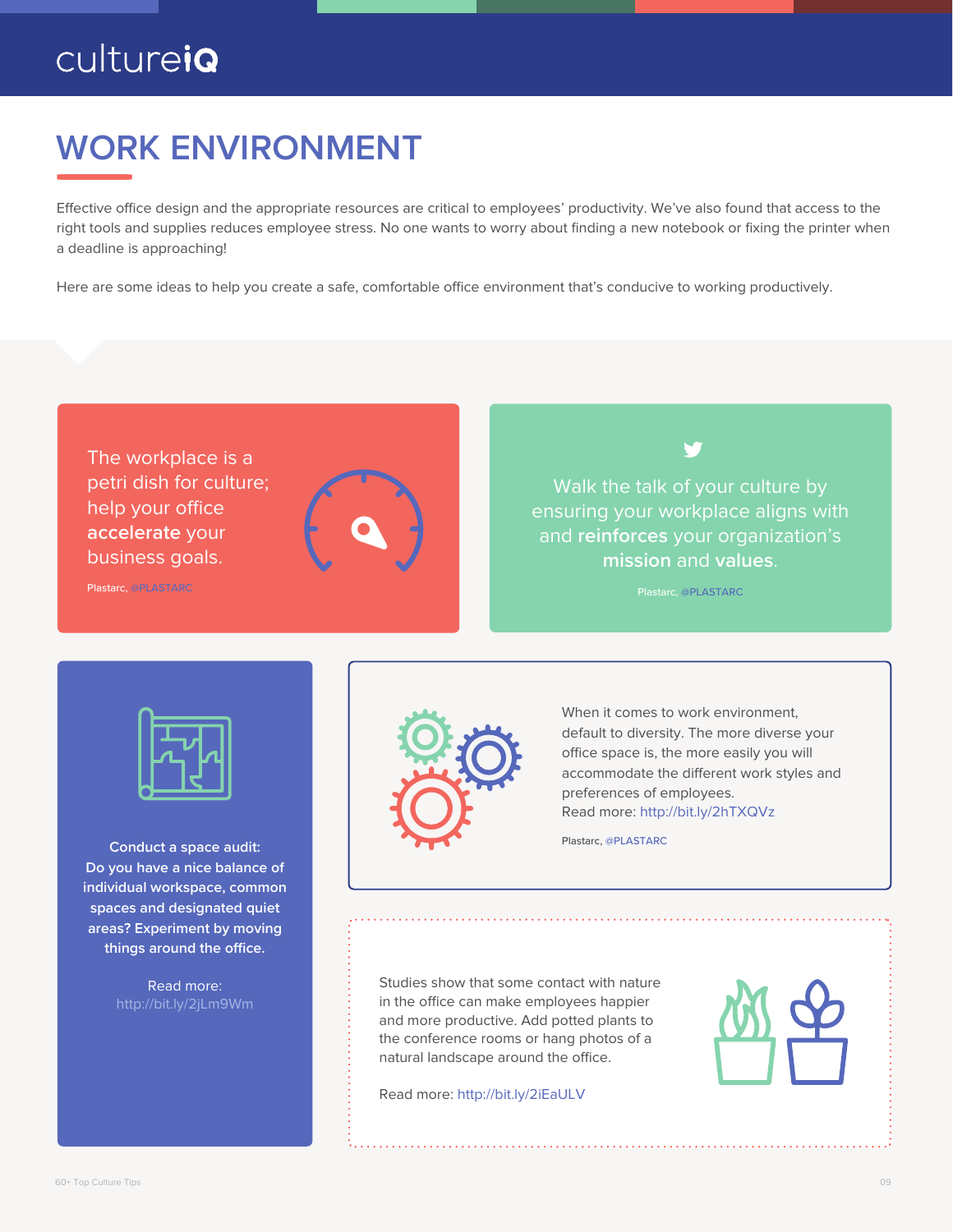# WORK ENVIRONMENT

Effective office design and the appropriate resources are critical to employees' productivity. We've also found that access to the right tools and supplies reduces employee stress. No one wants to worry about finding a new notebook or fixing the printer when a deadline is approaching!

Here are some ideas to help you create a safe, comfortable office environment that's conducive to working productively.

The workplace is a petri dish for culture; help your office **accelerate** your business goals.

Plastarc, @PLASTARC

Walk the talk of your culture by ensuring your workplace aligns with and **reinforces** your organization's **mission** and **values**.

Plastarc, @PLASTARC

**Conduct a space audit: Do you have a nice balance of individual workspace, common spaces and designated quiet areas? Experiment by moving things around the office.**

Read more: http://bit.ly/2jLm9Wm

When it comes to work environment, default to diversity. The more diverse your office space is, the more easily you will accommodate the different work styles and preferences of employees.
Read more: http://bit.ly/2hTXQVz

Plastarc, @PLASTARC

Studies show that some contact with nature in the office can make employees happier and more productive. Add potted plants to the conference rooms or hang photos of a natural landscape around the office.

Read more: http://bit.ly/2iEaULV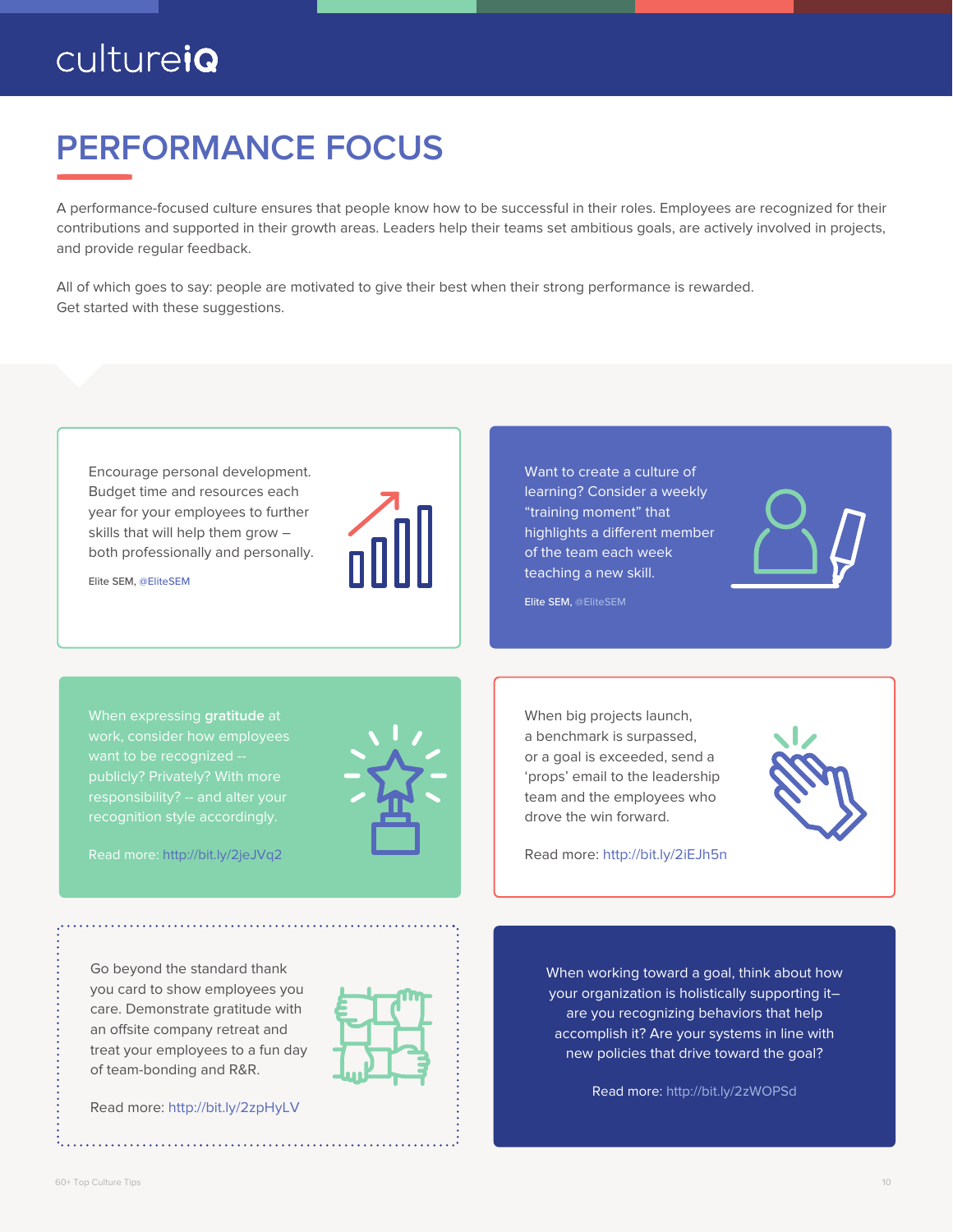# PERFORMANCE FOCUS

A performance-focused culture ensures that people know how to be successful in their roles. Employees are recognized for their contributions and supported in their growth areas. Leaders help their teams set ambitious goals, are actively involved in projects, and provide regular feedback.

All of which goes to say: people are motivated to give their best when their strong performance is rewarded. Get started with these suggestions.

Encourage personal development. Budget time and resources each year for your employees to further skills that will help them grow – both professionally and personally.

Elite SEM, @EliteSEM

Want to create a culture of learning? Consider a weekly "training moment" that highlights a different member of the team each week teaching a new skill.

Elite SEM, @EliteSEM

When expressing **gratitude** at work, consider how employees want to be recognized -- publicly? Privately? With more responsibility? -- and alter your recognition style accordingly.

Read more: http://bit.ly/2jeJVq2

When big projects launch, a benchmark is surpassed, or a goal is exceeded, send a 'props' email to the leadership team and the employees who drove the win forward.

Read more: http://bit.ly/2iEJh5n

Go beyond the standard thank you card to show employees you care. Demonstrate gratitude with an offsite company retreat and treat your employees to a fun day of team-bonding and R&R.

Read more: http://bit.ly/2zpHyLV

When working toward a goal, think about how your organization is holistically supporting it– are you recognizing behaviors that help accomplish it? Are your systems in line with new policies that drive toward the goal?

Read more: http://bit.ly/2zWOPSd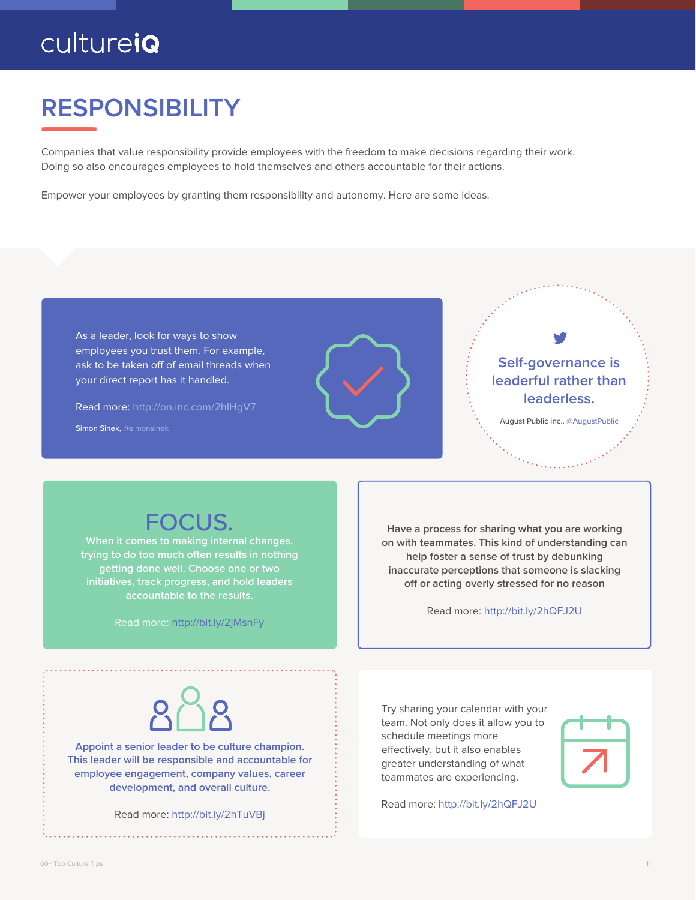# RESPONSIBILITY

Companies that value responsibility provide employees with the freedom to make decisions regarding their work. Doing so also encourages employees to hold themselves and others accountable for their actions.

Empower your employees by granting them responsibility and autonomy. Here are some ideas.

As a leader, look for ways to show employees you trust them. For example, ask to be taken off of email threads when your direct report has it handled.

Read more: http://on.inc.com/2hIHgV7

Simon Sinek, @simonsinek

**Self-governance is leaderful rather than leaderless.**

August Public Inc., @AugustPublic

## FOCUS.

**When it comes to making internal changes, trying to do too much often results in nothing getting done well. Choose one or two initiatives, track progress, and hold leaders accountable to the results.**

Read more: http://bit.ly/2jMsnFy

Have a process for sharing what you are working on with teammates. This kind of understanding can help foster a sense of trust by debunking inaccurate perceptions that someone is slacking off or acting overly stressed for no reason

Read more: http://bit.ly/2hQFJ2U

**Appoint a senior leader to be culture champion. This leader will be responsible and accountable for employee engagement, company values, career development, and overall culture.**

Read more: http://bit.ly/2hTuVBj

Try sharing your calendar with your team. Not only does it allow you to schedule meetings more effectively, but it also enables greater understanding of what teammates are experiencing.

Read more: http://bit.ly/2hQFJ2U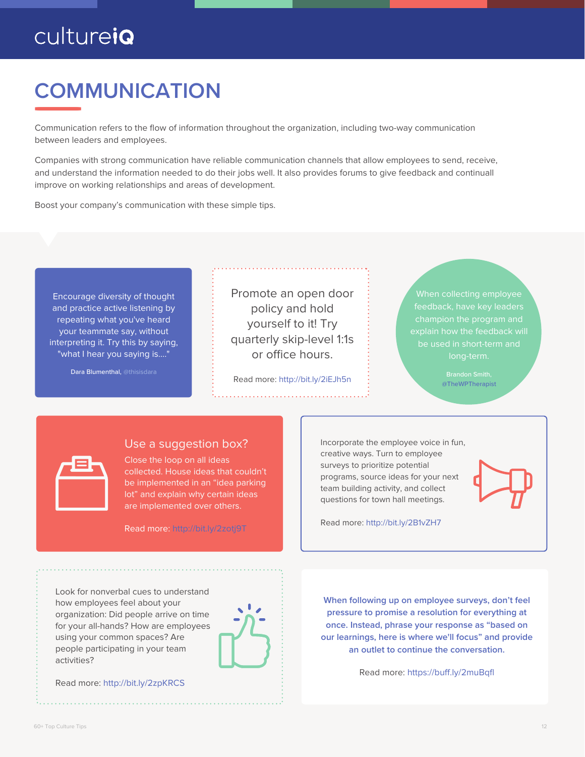# COMMUNICATION

Communication refers to the flow of information throughout the organization, including two-way communication between leaders and employees.

Companies with strong communication have reliable communication channels that allow employees to send, receive, and understand the information needed to do their jobs well. It also provides forums to give feedback and continuall improve on working relationships and areas of development.

Boost your company's communication with these simple tips.

Encourage diversity of thought and practice active listening by repeating what you've heard your teammate say, without interpreting it. Try this by saying, "what I hear you saying is...."

Dara Blumenthal, @thisisdara

Promote an open door policy and hold yourself to it! Try quarterly skip-level 1:1s or office hours.

Read more: http://bit.ly/2iEJh5n

When collecting employee feedback, have key leaders champion the program and explain how the feedback will be used in short-term and long-term.

Brandon Smith, @TheWPTherapist

**Use a suggestion box?**

Close the loop on all ideas collected. House ideas that couldn't be implemented in an "idea parking lot" and explain why certain ideas are implemented over others.

Read more: http://bit.ly/2zotj9T

Incorporate the employee voice in fun, creative ways. Turn to employee surveys to prioritize potential programs, source ideas for your next team building activity, and collect questions for town hall meetings.

Read more: http://bit.ly/2B1vZH7

Look for nonverbal cues to understand how employees feel about your organization: Did people arrive on time for your all-hands? How are employees using your common spaces? Are people participating in your team activities?

Read more: http://bit.ly/2zpKRCS

**When following up on employee surveys, don't feel pressure to promise a resolution for everything at once. Instead, phrase your response as "based on our learnings, here is where we'll focus" and provide an outlet to continue the conversation.**

Read more: https://buff.ly/2muBqfl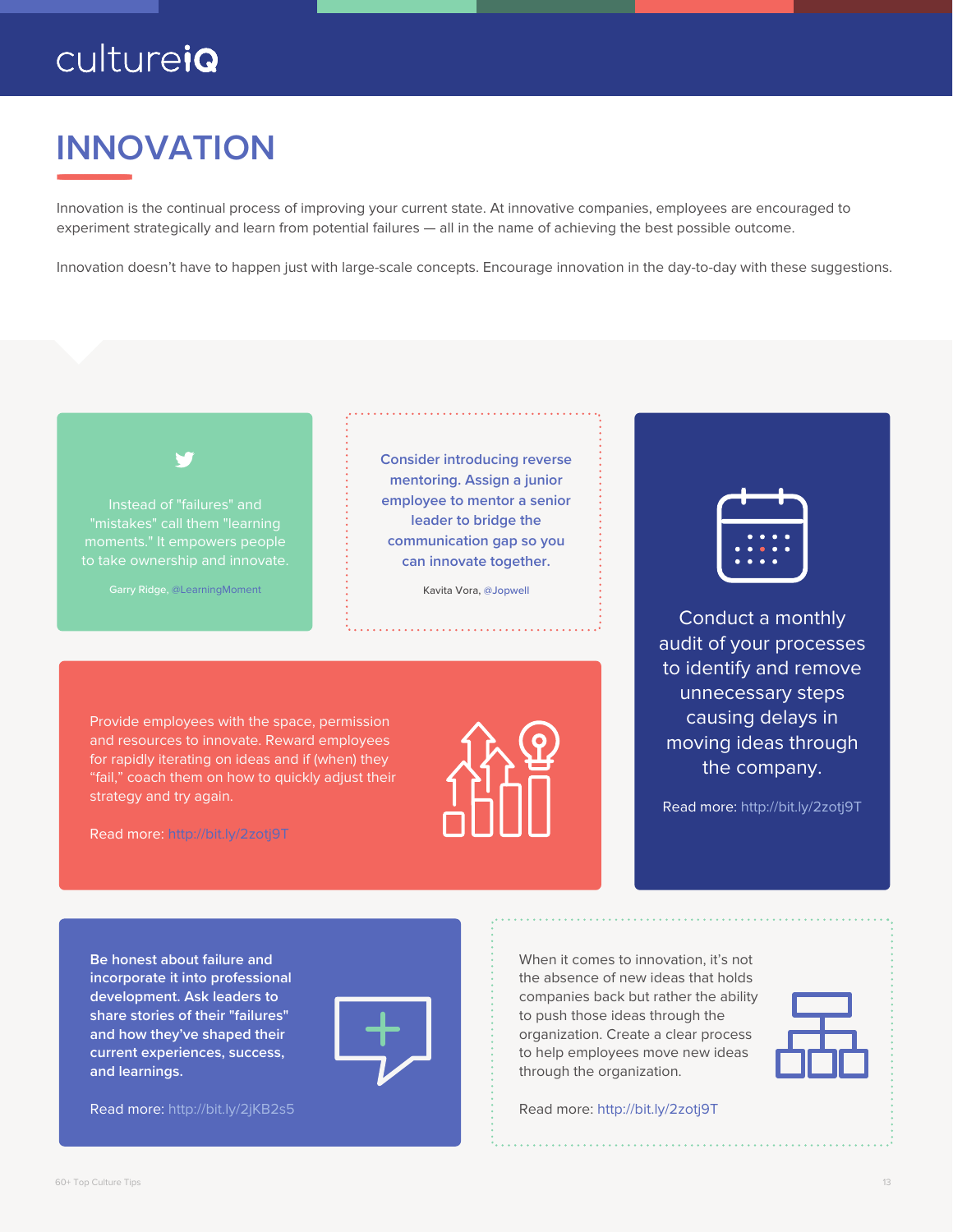# INNOVATION

Innovation is the continual process of improving your current state. At innovative companies, employees are encouraged to experiment strategically and learn from potential failures — all in the name of achieving the best possible outcome.

Innovation doesn't have to happen just with large-scale concepts. Encourage innovation in the day-to-day with these suggestions.

Instead of "failures" and "mistakes" call them "learning moments." It empowers people to take ownership and innovate.

Garry Ridge, @LearningMoment

**Consider introducing reverse mentoring. Assign a junior employee to mentor a senior leader to bridge the communication gap so you can innovate together.**

Kavita Vora, @Jopwell

Conduct a monthly audit of your processes to identify and remove unnecessary steps causing delays in moving ideas through the company.

Read more: http://bit.ly/2zotj9T

Provide employees with the space, permission and resources to innovate. Reward employees for rapidly iterating on ideas and if (when) they "fail," coach them on how to quickly adjust their strategy and try again.

Read more: http://bit.ly/2zotj9T

**Be honest about failure and incorporate it into professional development. Ask leaders to share stories of their "failures" and how they've shaped their current experiences, success, and learnings.**

Read more: http://bit.ly/2jKB2s5

When it comes to innovation, it's not the absence of new ideas that holds companies back but rather the ability to push those ideas through the organization. Create a clear process to help employees move new ideas through the organization.

Read more: http://bit.ly/2zotj9T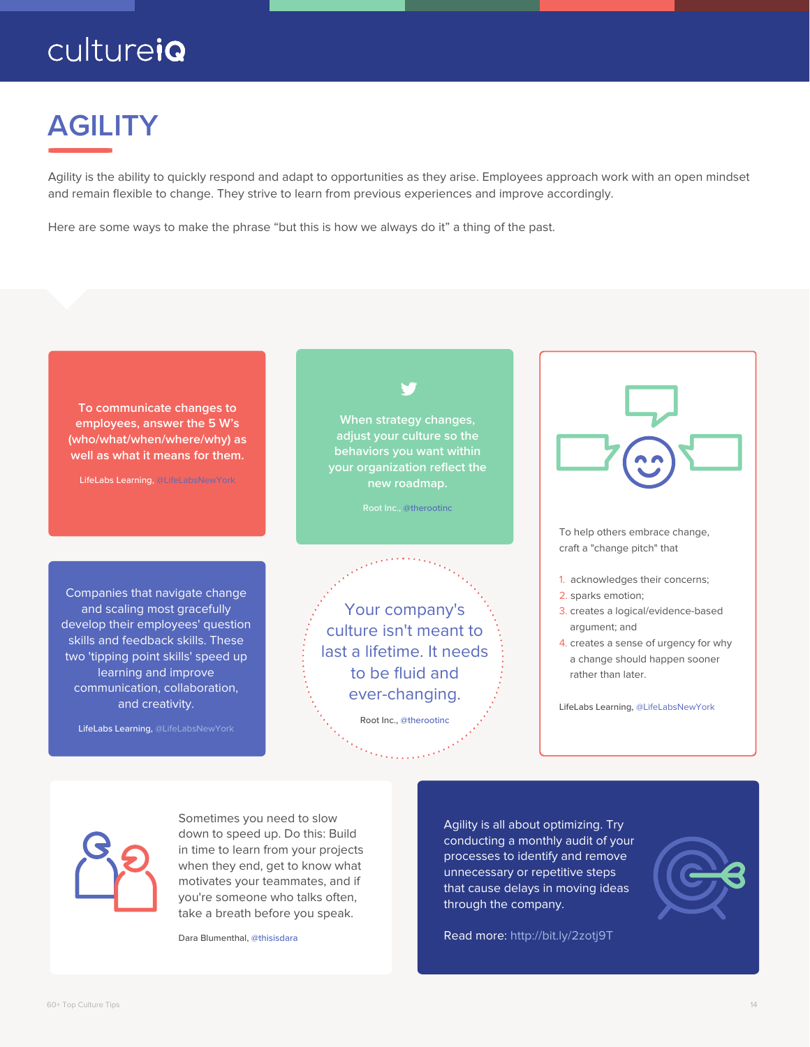# AGILITY

Agility is the ability to quickly respond and adapt to opportunities as they arise. Employees approach work with an open mindset and remain flexible to change. They strive to learn from previous experiences and improve accordingly.

Here are some ways to make the phrase "but this is how we always do it" a thing of the past.

**To communicate changes to employees, answer the 5 W's (who/what/when/where/why) as well as what it means for them.**

LifeLabs Learning, @LifeLabsNewYork

**When strategy changes, adjust your culture so the behaviors you want within your organization reflect the new roadmap.**

Root Inc., @therootinc

To help others embrace change, craft a "change pitch" that

1. acknowledges their concerns;
2. sparks emotion;
3. creates a logical/evidence-based argument; and
4. creates a sense of urgency for why a change should happen sooner rather than later.

LifeLabs Learning, @LifeLabsNewYork

Companies that navigate change and scaling most gracefully develop their employees' question skills and feedback skills. These two 'tipping point skills' speed up learning and improve communication, collaboration, and creativity.

LifeLabs Learning, @LifeLabsNewYork

Your company's culture isn't meant to last a lifetime. It needs to be fluid and ever-changing.

Root Inc., @therootinc

Sometimes you need to slow down to speed up. Do this: Build in time to learn from your projects when they end, get to know what motivates your teammates, and if you're someone who talks often, take a breath before you speak.

Dara Blumenthal, @thisisdara

Agility is all about optimizing. Try conducting a monthly audit of your processes to identify and remove unnecessary or repetitive steps that cause delays in moving ideas through the company.

Read more: http://bit.ly/2zotj9T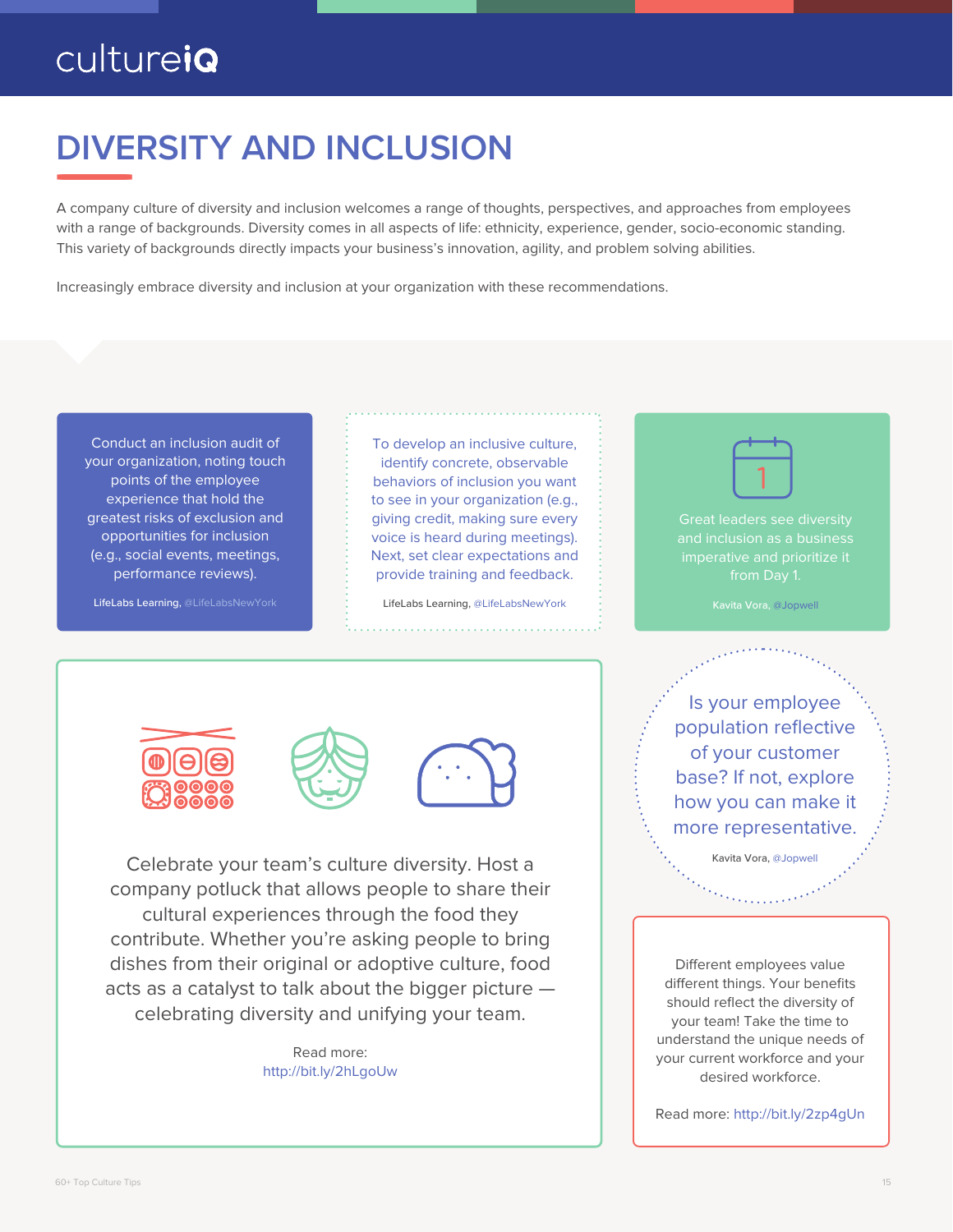# DIVERSITY AND INCLUSION

A company culture of diversity and inclusion welcomes a range of thoughts, perspectives, and approaches from employees with a range of backgrounds. Diversity comes in all aspects of life: ethnicity, experience, gender, socio-economic standing. This variety of backgrounds directly impacts your business's innovation, agility, and problem solving abilities.

Increasingly embrace diversity and inclusion at your organization with these recommendations.

Conduct an inclusion audit of your organization, noting touch points of the employee experience that hold the greatest risks of exclusion and opportunities for inclusion (e.g., social events, meetings, performance reviews).

LifeLabs Learning, @LifeLabsNewYork

To develop an inclusive culture, identify concrete, observable behaviors of inclusion you want to see in your organization (e.g., giving credit, making sure every voice is heard during meetings). Next, set clear expectations and provide training and feedback.

LifeLabs Learning, @LifeLabsNewYork

Great leaders see diversity and inclusion as a business imperative and prioritize it from Day 1.

Kavita Vora, @Jopwell

Celebrate your team's culture diversity. Host a company potluck that allows people to share their cultural experiences through the food they contribute. Whether you're asking people to bring dishes from their original or adoptive culture, food acts as a catalyst to talk about the bigger picture — celebrating diversity and unifying your team.

Read more: http://bit.ly/2hLgoUw

Is your employee population reflective of your customer base? If not, explore how you can make it more representative.

Kavita Vora, @Jopwell

Different employees value different things. Your benefits should reflect the diversity of your team! Take the time to understand the unique needs of your current workforce and your desired workforce.

Read more: http://bit.ly/2zp4gUn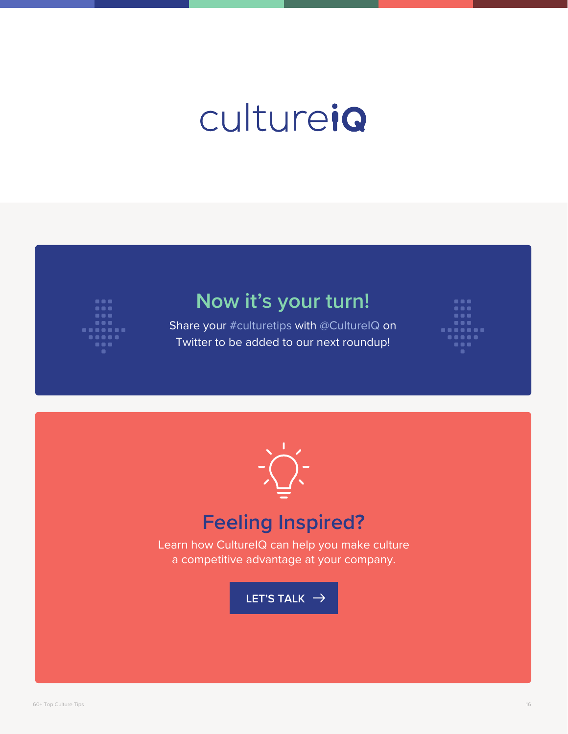cultureiQ

## Now it's your turn!

Share your #culturetips with @CultureIQ on Twitter to be added to our next roundup!

## Feeling Inspired?

Learn how CultureIQ can help you make culture a competitive advantage at your company.

LET'S TALK →